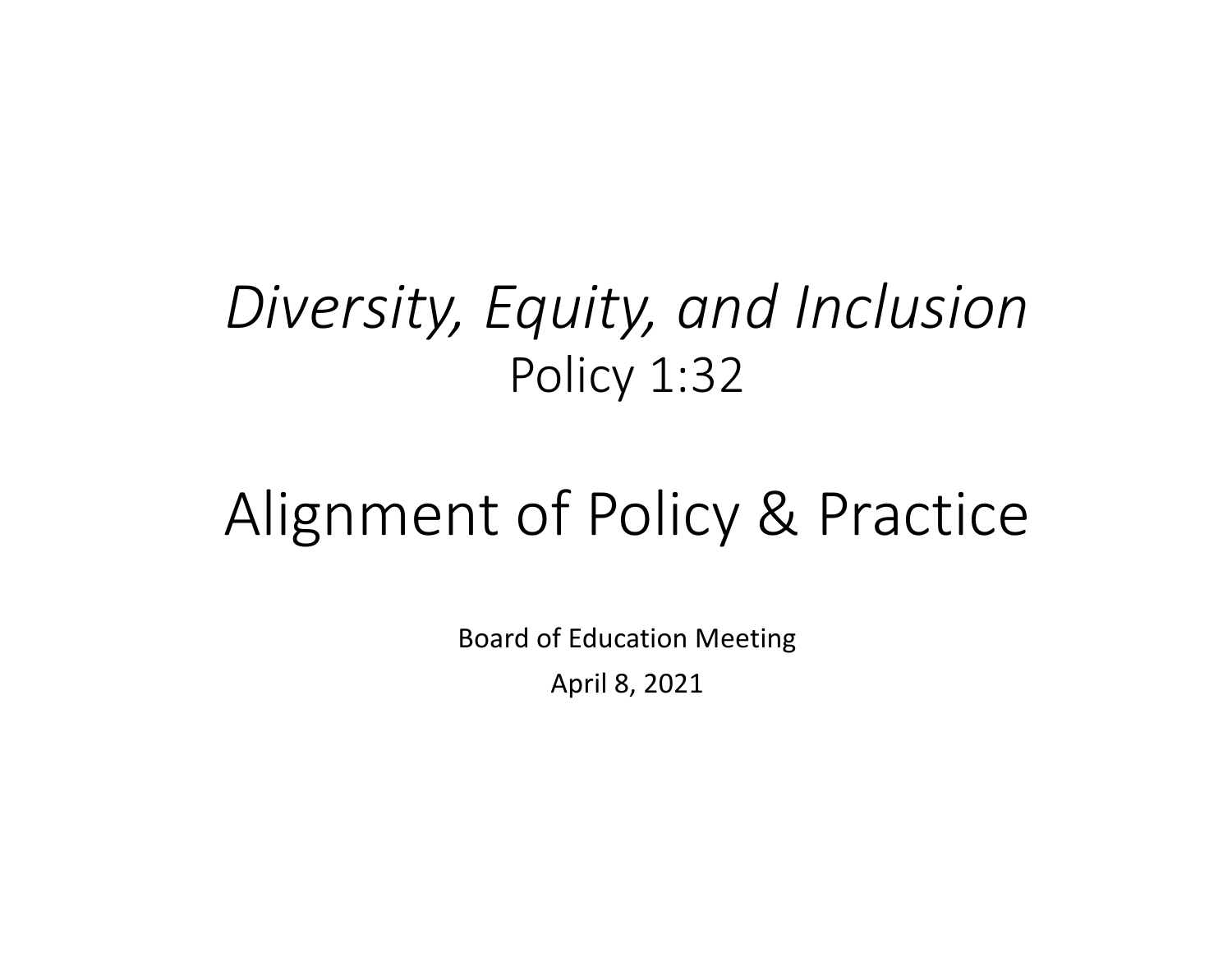# *Diversity, Equity, and Inclusion*
## Policy 1:32

# Alignment of Policy & Practice

Board of Education Meeting

April 8, 2021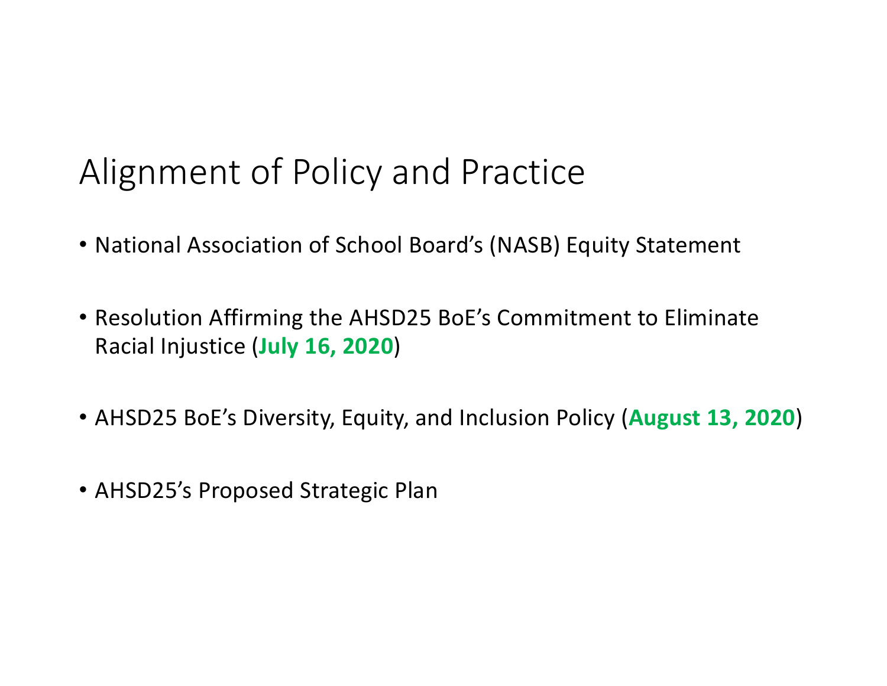# Alignment of Policy and Practice

- National Association of School Board's (NASB) Equity Statement
- Resolution Affirming the AHSD25 BoE's Commitment to Eliminate Racial Injustice (**July 16, 2020**)
- AHSD25 BoE's Diversity, Equity, and Inclusion Policy (**August 13, 2020**)
- AHSD25's Proposed Strategic Plan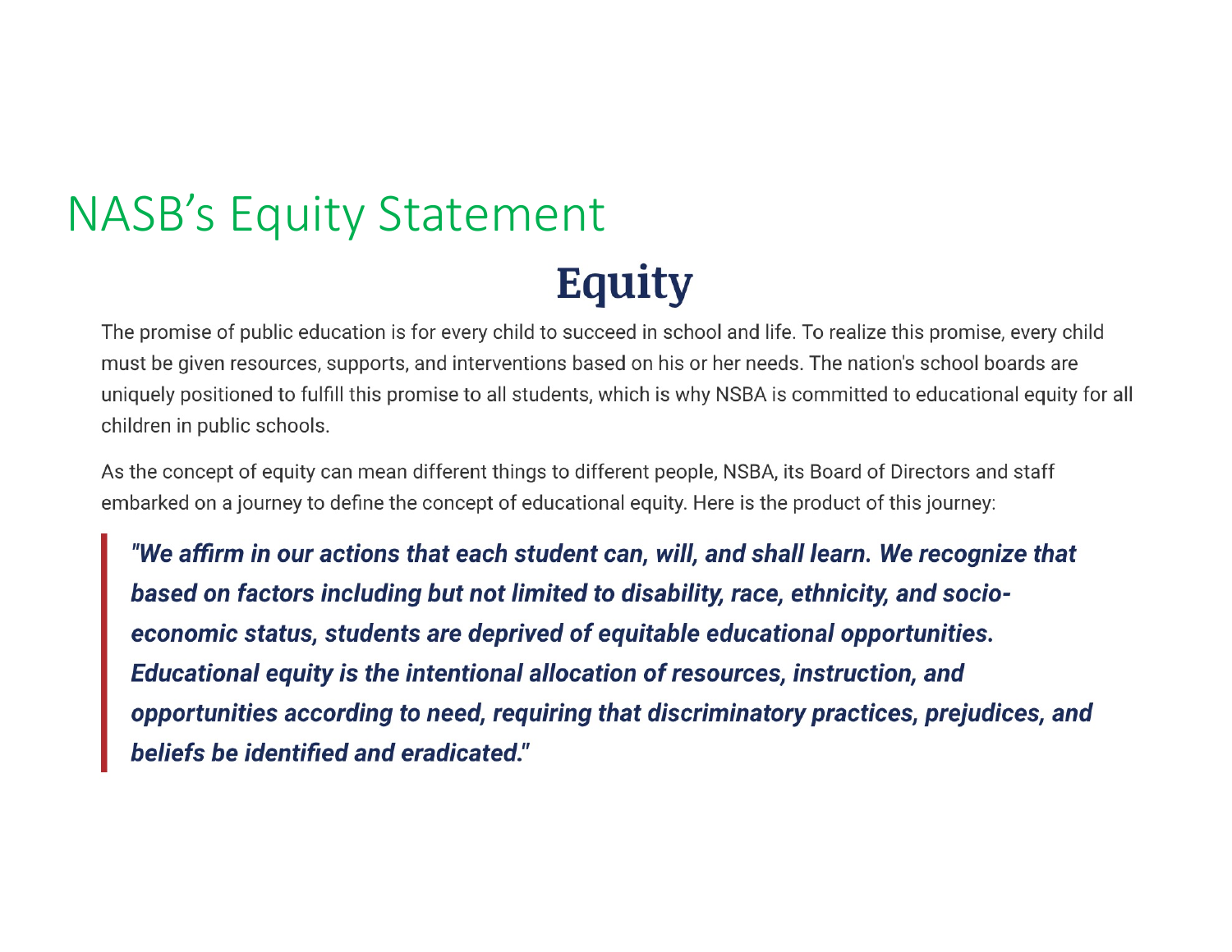# NASB's Equity Statement

## Equity

The promise of public education is for every child to succeed in school and life. To realize this promise, every child must be given resources, supports, and interventions based on his or her needs. The nation's school boards are uniquely positioned to fulfill this promise to all students, which is why NSBA is committed to educational equity for all children in public schools.

As the concept of equity can mean different things to different people, NSBA, its Board of Directors and staff embarked on a journey to define the concept of educational equity. Here is the product of this journey:

> ***"We affirm in our actions that each student can, will, and shall learn. We recognize that based on factors including but not limited to disability, race, ethnicity, and socio-economic status, students are deprived of equitable educational opportunities. Educational equity is the intentional allocation of resources, instruction, and opportunities according to need, requiring that discriminatory practices, prejudices, and beliefs be identified and eradicated."***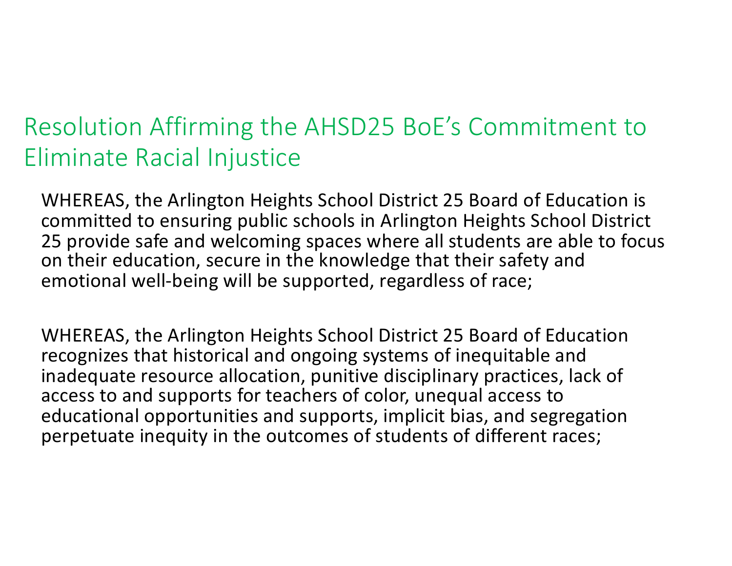# Resolution Affirming the AHSD25 BoE's Commitment to Eliminate Racial Injustice

WHEREAS, the Arlington Heights School District 25 Board of Education is committed to ensuring public schools in Arlington Heights School District 25 provide safe and welcoming spaces where all students are able to focus on their education, secure in the knowledge that their safety and emotional well-being will be supported, regardless of race;

WHEREAS, the Arlington Heights School District 25 Board of Education recognizes that historical and ongoing systems of inequitable and inadequate resource allocation, punitive disciplinary practices, lack of access to and supports for teachers of color, unequal access to educational opportunities and supports, implicit bias, and segregation perpetuate inequity in the outcomes of students of different races;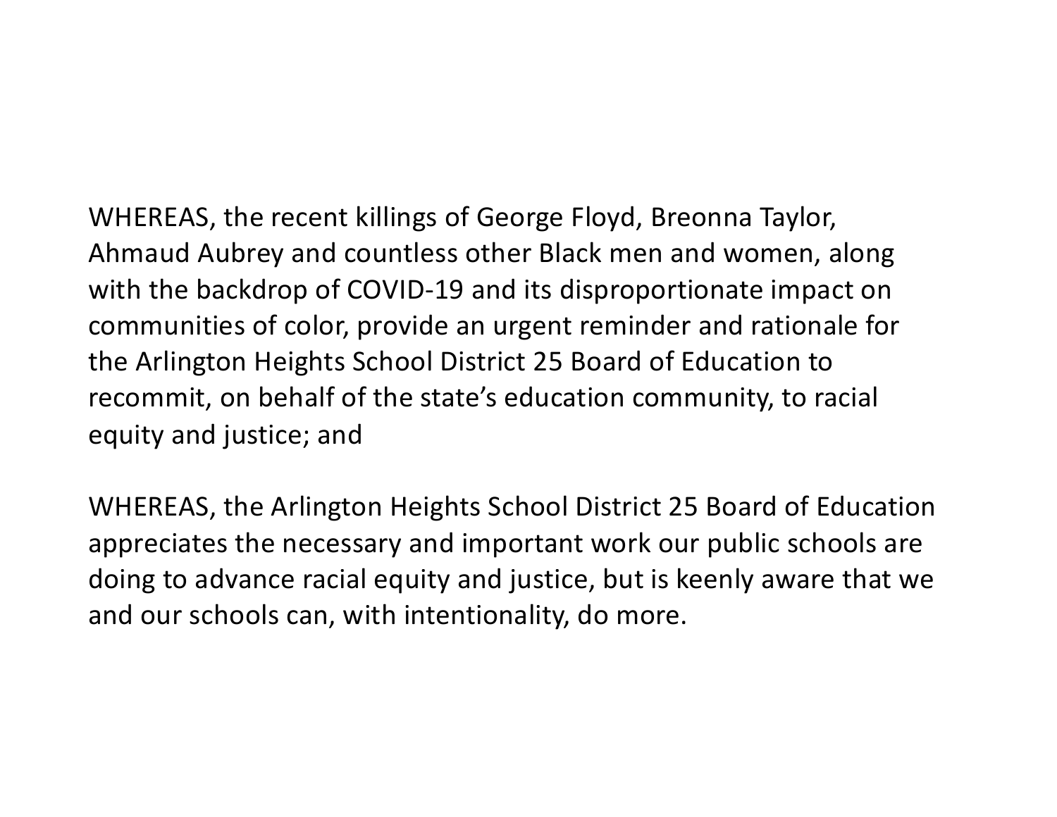WHEREAS, the recent killings of George Floyd, Breonna Taylor, Ahmaud Aubrey and countless other Black men and women, along with the backdrop of COVID-19 and its disproportionate impact on communities of color, provide an urgent reminder and rationale for the Arlington Heights School District 25 Board of Education to recommit, on behalf of the state's education community, to racial equity and justice; and

WHEREAS, the Arlington Heights School District 25 Board of Education appreciates the necessary and important work our public schools are doing to advance racial equity and justice, but is keenly aware that we and our schools can, with intentionality, do more.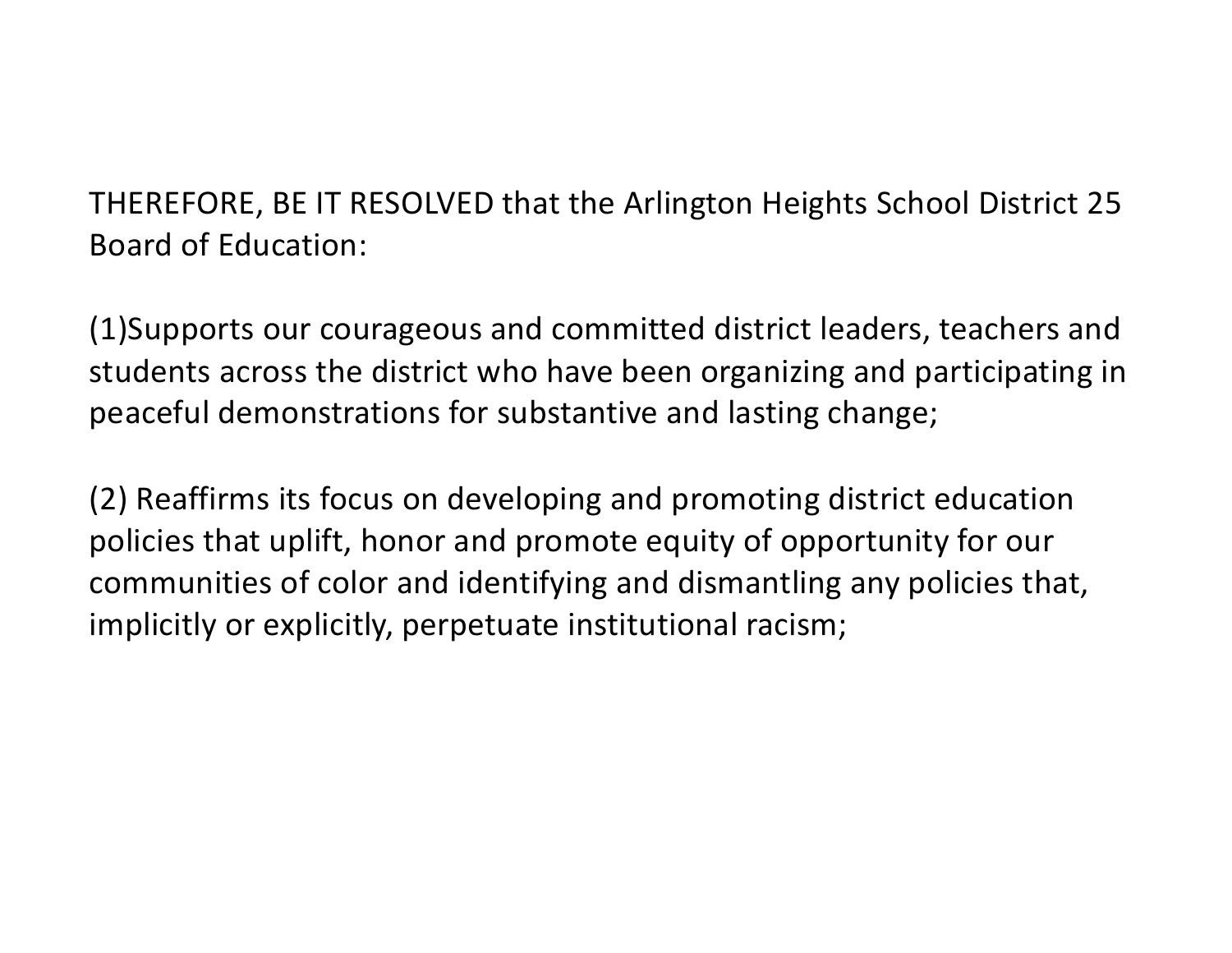THEREFORE, BE IT RESOLVED that the Arlington Heights School District 25 Board of Education:

(1)Supports our courageous and committed district leaders, teachers and students across the district who have been organizing and participating in peaceful demonstrations for substantive and lasting change;

(2) Reaffirms its focus on developing and promoting district education policies that uplift, honor and promote equity of opportunity for our communities of color and identifying and dismantling any policies that, implicitly or explicitly, perpetuate institutional racism;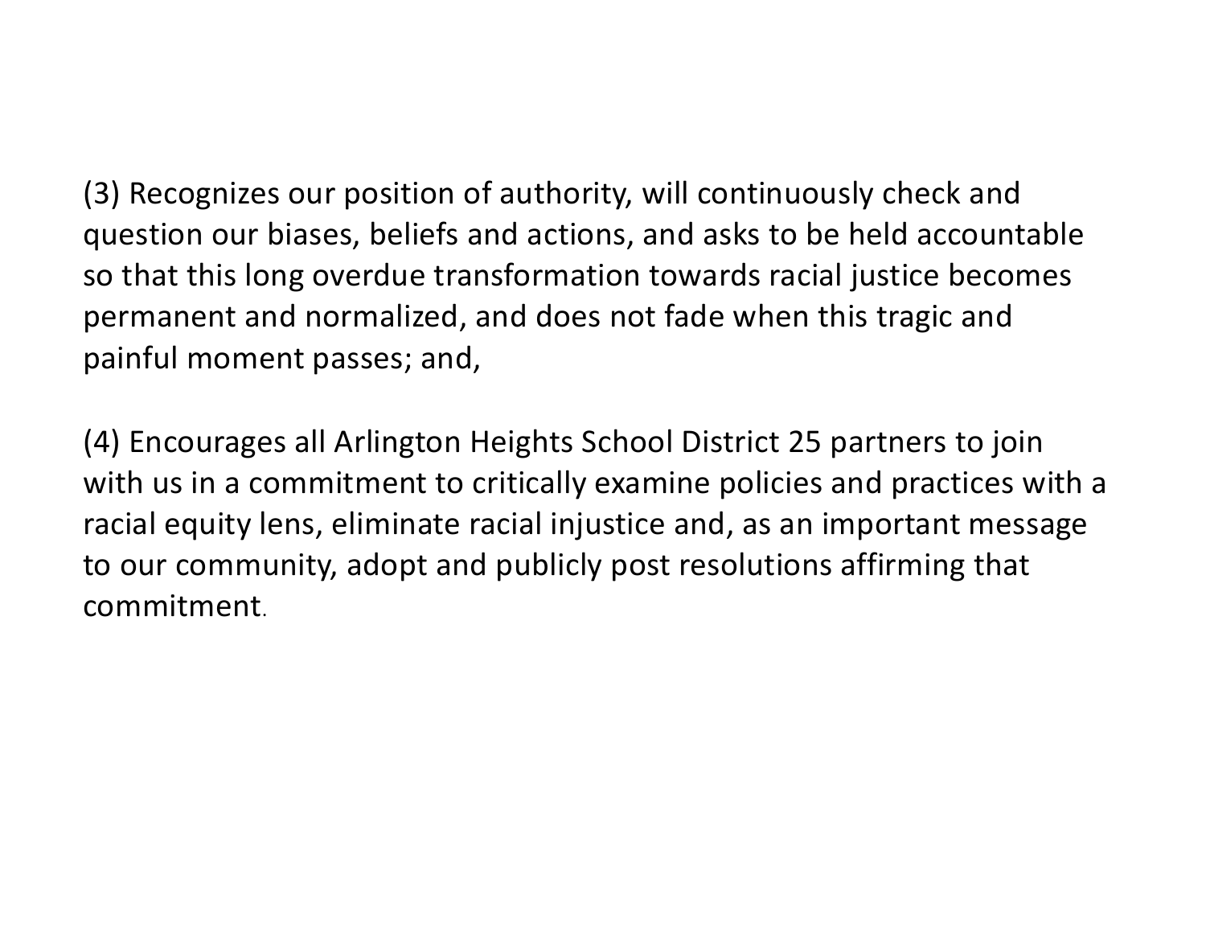(3) Recognizes our position of authority, will continuously check and question our biases, beliefs and actions, and asks to be held accountable so that this long overdue transformation towards racial justice becomes permanent and normalized, and does not fade when this tragic and painful moment passes; and,

(4) Encourages all Arlington Heights School District 25 partners to join with us in a commitment to critically examine policies and practices with a racial equity lens, eliminate racial injustice and, as an important message to our community, adopt and publicly post resolutions affirming that commitment.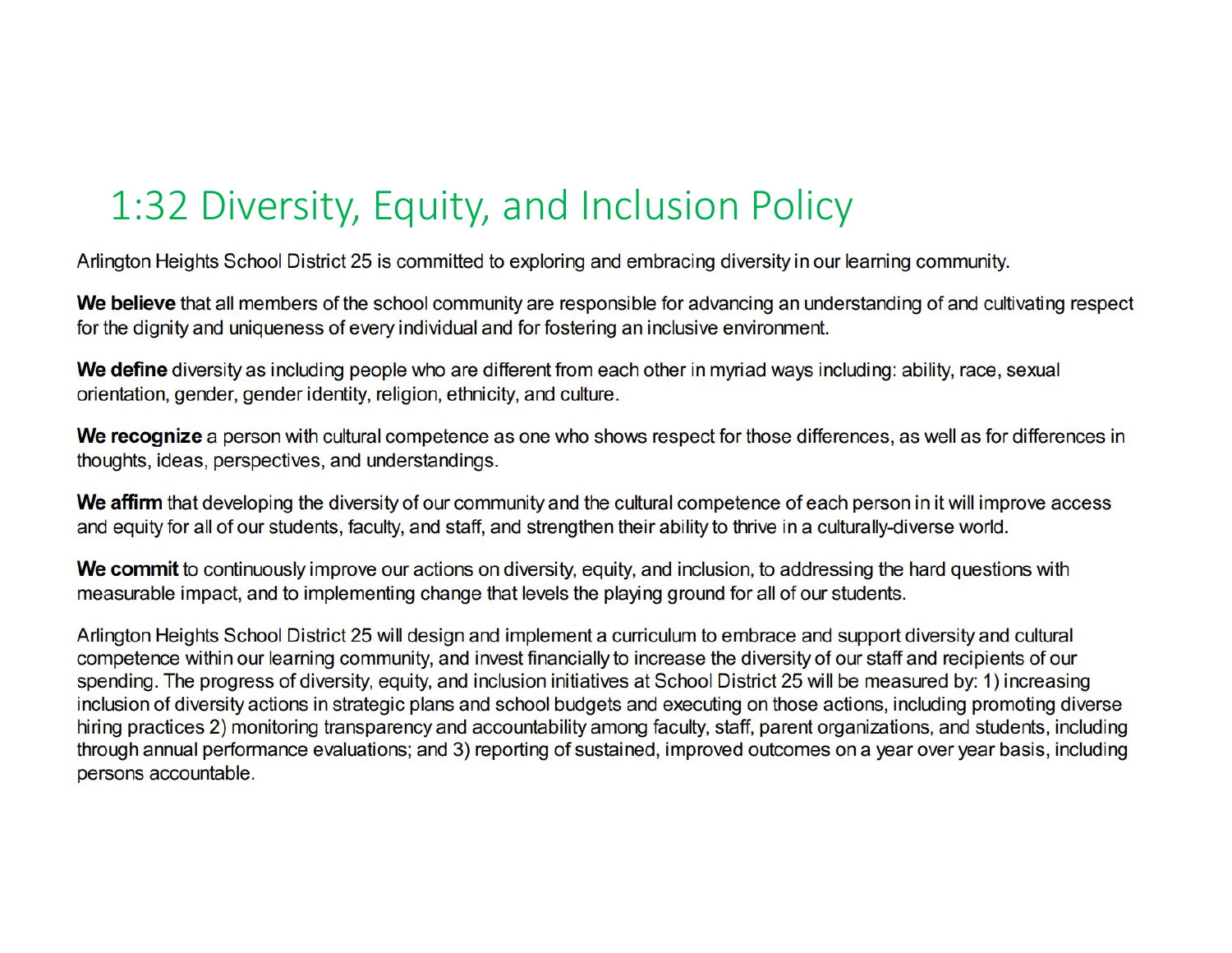# 1:32 Diversity, Equity, and Inclusion Policy

Arlington Heights School District 25 is committed to exploring and embracing diversity in our learning community.

**We believe** that all members of the school community are responsible for advancing an understanding of and cultivating respect for the dignity and uniqueness of every individual and for fostering an inclusive environment.

**We define** diversity as including people who are different from each other in myriad ways including: ability, race, sexual orientation, gender, gender identity, religion, ethnicity, and culture.

**We recognize** a person with cultural competence as one who shows respect for those differences, as well as for differences in thoughts, ideas, perspectives, and understandings.

**We affirm** that developing the diversity of our community and the cultural competence of each person in it will improve access and equity for all of our students, faculty, and staff, and strengthen their ability to thrive in a culturally-diverse world.

**We commit** to continuously improve our actions on diversity, equity, and inclusion, to addressing the hard questions with measurable impact, and to implementing change that levels the playing ground for all of our students.

Arlington Heights School District 25 will design and implement a curriculum to embrace and support diversity and cultural competence within our learning community, and invest financially to increase the diversity of our staff and recipients of our spending. The progress of diversity, equity, and inclusion initiatives at School District 25 will be measured by: 1) increasing inclusion of diversity actions in strategic plans and school budgets and executing on those actions, including promoting diverse hiring practices 2) monitoring transparency and accountability among faculty, staff, parent organizations, and students, including through annual performance evaluations; and 3) reporting of sustained, improved outcomes on a year over year basis, including persons accountable.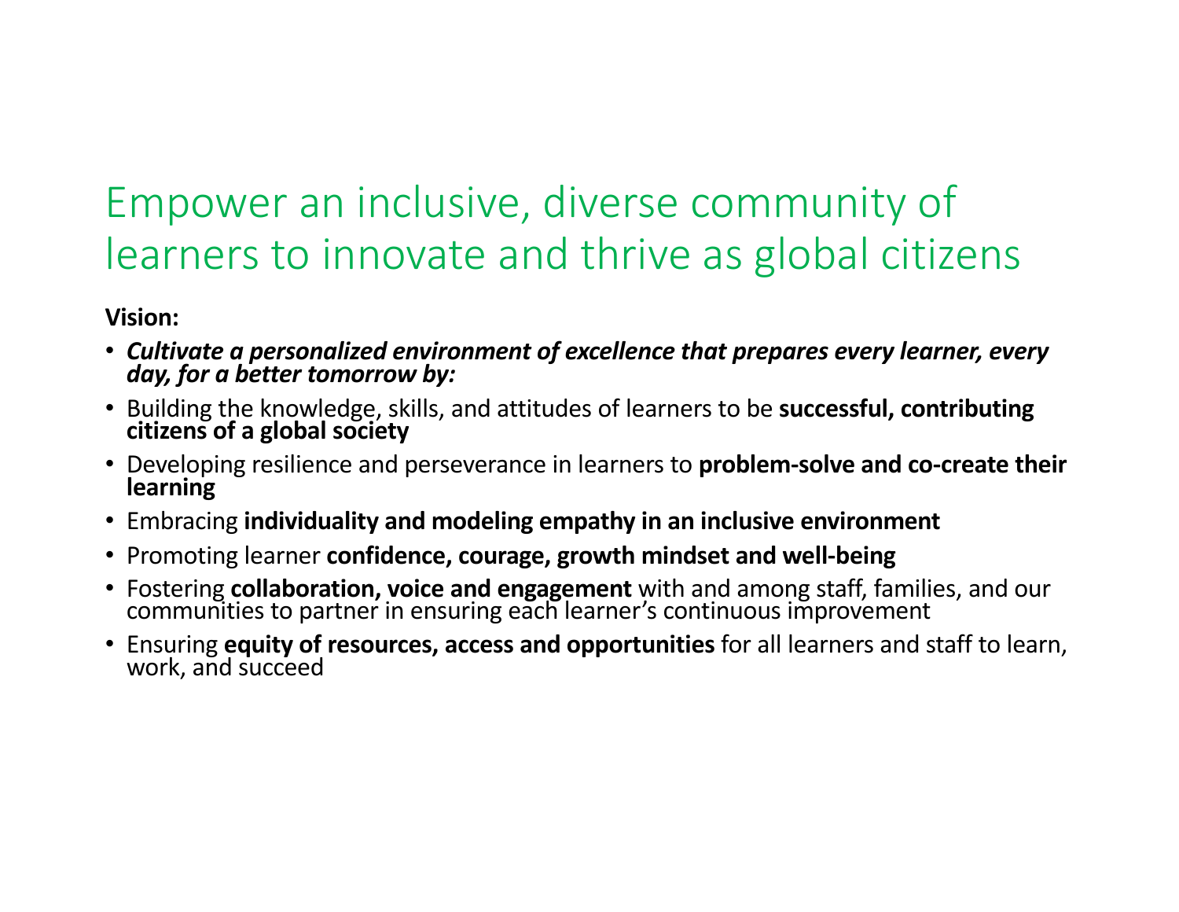# Empower an inclusive, diverse community of learners to innovate and thrive as global citizens

**Vision:**

- ***Cultivate a personalized environment of excellence that prepares every learner, every day, for a better tomorrow by:***
- Building the knowledge, skills, and attitudes of learners to be **successful, contributing citizens of a global society**
- Developing resilience and perseverance in learners to **problem-solve and co-create their learning**
- Embracing **individuality and modeling empathy in an inclusive environment**
- Promoting learner **confidence, courage, growth mindset and well-being**
- Fostering **collaboration, voice and engagement** with and among staff, families, and our communities to partner in ensuring each learner's continuous improvement
- Ensuring **equity of resources, access and opportunities** for all learners and staff to learn, work, and succeed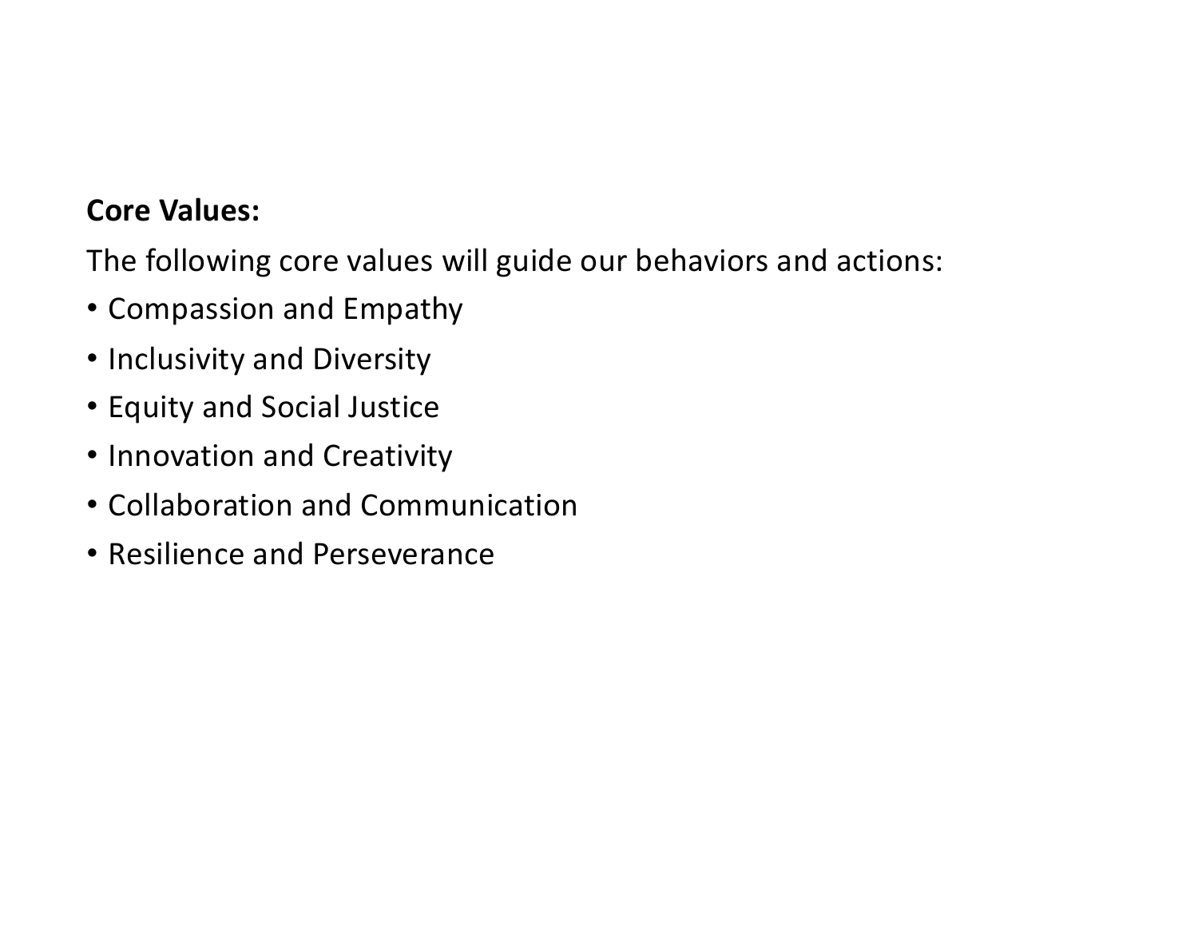**Core Values:**

The following core values will guide our behaviors and actions:

- Compassion and Empathy
- Inclusivity and Diversity
- Equity and Social Justice
- Innovation and Creativity
- Collaboration and Communication
- Resilience and Perseverance